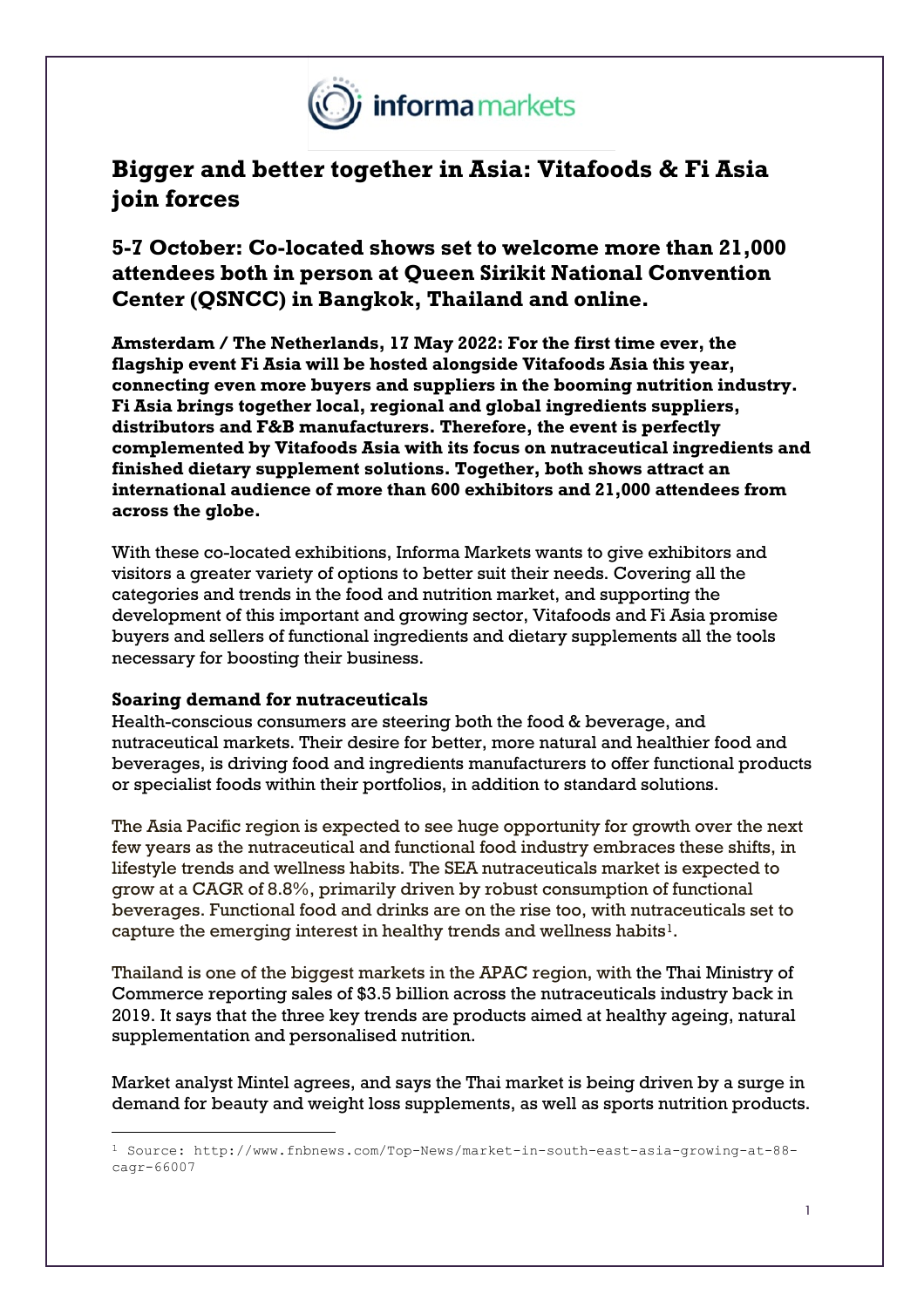# Bigger and better together in Asia: Vitafoods & Fi Asia join forces

## 5-7 October: Co-located shows set to welcome more than 21,000 attendees both in person at Queen Sirikit National Convention Center (QSNCC) in Bangkok, Thailand and online.

**Amsterdam / The Netherlands, 17 May 2022: For the first time ever, the flagship event Fi Asia will be hosted alongside Vitafoods Asia this year, connecting even more buyers and suppliers in the booming nutrition industry. Fi Asia brings together local, regional and global ingredients suppliers, distributors and F&B manufacturers. Therefore, the event is perfectly complemented by Vitafoods Asia with its focus on nutraceutical ingredients and finished dietary supplement solutions. Together, both shows attract an international audience of more than 600 exhibitors and 21,000 attendees from across the globe.**

With these co-located exhibitions, Informa Markets wants to give exhibitors and visitors a greater variety of options to better suit their needs. Covering all the categories and trends in the food and nutrition market, and supporting the development of this important and growing sector, Vitafoods and Fi Asia promise buyers and sellers of functional ingredients and dietary supplements all the tools necessary for boosting their business.

**Soaring demand for nutraceuticals**

Health-conscious consumers are steering both the food & beverage, and nutraceutical markets. Their desire for better, more natural and healthier food and beverages, is driving food and ingredients manufacturers to offer functional products or specialist foods within their portfolios, in addition to standard solutions.

The Asia Pacific region is expected to see huge opportunity for growth over the next few years as the nutraceutical and functional food industry embraces these shifts, in lifestyle trends and wellness habits. The SEA nutraceuticals market is expected to grow at a CAGR of 8.8%, primarily driven by robust consumption of functional beverages. Functional food and drinks are on the rise too, with nutraceuticals set to capture the emerging interest in healthy trends and wellness habits[1].

Thailand is one of the biggest markets in the APAC region, with the Thai Ministry of Commerce reporting sales of $3.5 billion across the nutraceuticals industry back in 2019. It says that the three key trends are products aimed at healthy ageing, natural supplementation and personalised nutrition.

Market analyst Mintel agrees, and says the Thai market is being driven by a surge in demand for beauty and weight loss supplements, as well as sports nutrition products.

---

[1] Source: http://www.fnbnews.com/Top-News/market-in-south-east-asia-growing-at-88-cagr-66007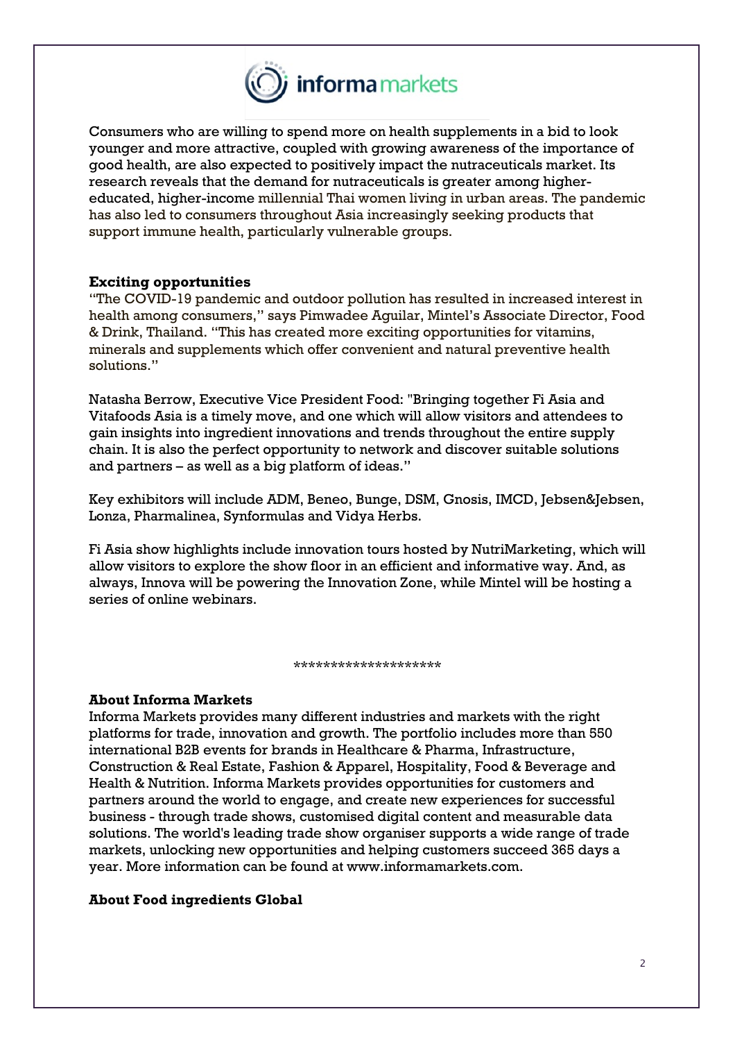Consumers who are willing to spend more on health supplements in a bid to look younger and more attractive, coupled with growing awareness of the importance of good health, are also expected to positively impact the nutraceuticals market. Its research reveals that the demand for nutraceuticals is greater among higher-educated, higher-income millennial Thai women living in urban areas. The pandemic has also led to consumers throughout Asia increasingly seeking products that support immune health, particularly vulnerable groups.

**Exciting opportunities**

"The COVID-19 pandemic and outdoor pollution has resulted in increased interest in health among consumers," says Pimwadee Aguilar, Mintel's Associate Director, Food & Drink, Thailand. "This has created more exciting opportunities for vitamins, minerals and supplements which offer convenient and natural preventive health solutions."

Natasha Berrow, Executive Vice President Food: "Bringing together Fi Asia and Vitafoods Asia is a timely move, and one which will allow visitors and attendees to gain insights into ingredient innovations and trends throughout the entire supply chain. It is also the perfect opportunity to network and discover suitable solutions and partners – as well as a big platform of ideas."

Key exhibitors will include ADM, Beneo, Bunge, DSM, Gnosis, IMCD, Jebsen&Jebsen, Lonza, Pharmalinea, Synformulas and Vidya Herbs.

Fi Asia show highlights include innovation tours hosted by NutriMarketing, which will allow visitors to explore the show floor in an efficient and informative way. And, as always, Innova will be powering the Innovation Zone, while Mintel will be hosting a series of online webinars.

********************

**About Informa Markets**

Informa Markets provides many different industries and markets with the right platforms for trade, innovation and growth. The portfolio includes more than 550 international B2B events for brands in Healthcare & Pharma, Infrastructure, Construction & Real Estate, Fashion & Apparel, Hospitality, Food & Beverage and Health & Nutrition. Informa Markets provides opportunities for customers and partners around the world to engage, and create new experiences for successful business - through trade shows, customised digital content and measurable data solutions. The world's leading trade show organiser supports a wide range of trade markets, unlocking new opportunities and helping customers succeed 365 days a year. More information can be found at www.informamarkets.com.

**About Food ingredients Global**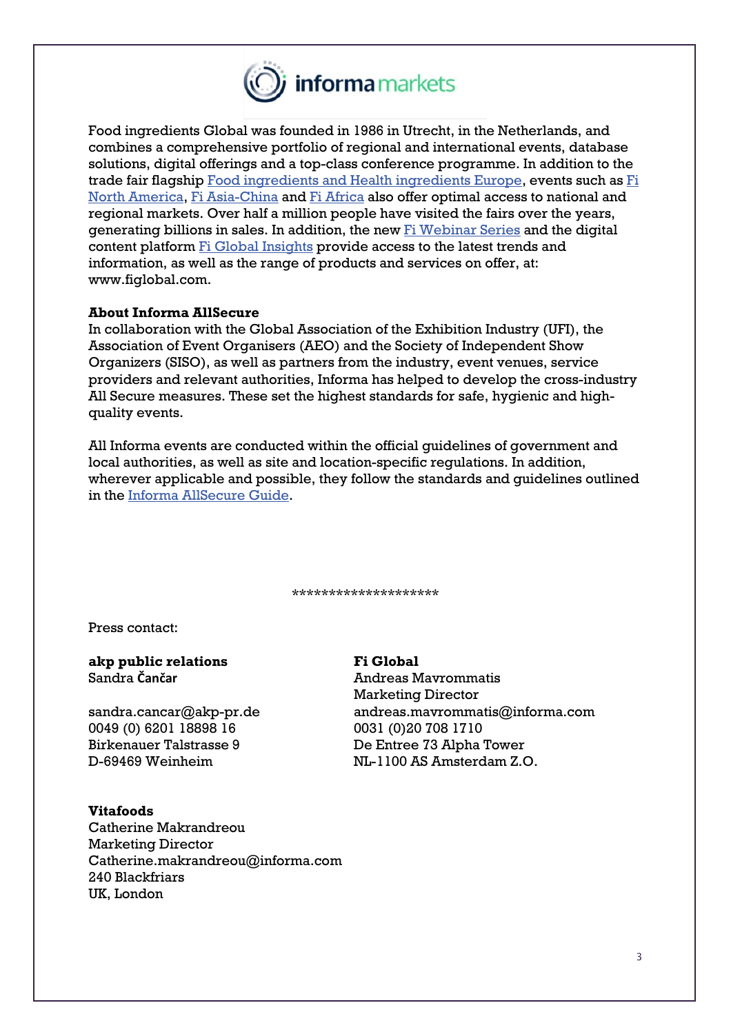Food ingredients Global was founded in 1986 in Utrecht, in the Netherlands, and combines a comprehensive portfolio of regional and international events, database solutions, digital offerings and a top-class conference programme. In addition to the trade fair flagship Food ingredients and Health ingredients Europe, events such as Fi North America, Fi Asia-China and Fi Africa also offer optimal access to national and regional markets. Over half a million people have visited the fairs over the years, generating billions in sales. In addition, the new Fi Webinar Series and the digital content platform Fi Global Insights provide access to the latest trends and information, as well as the range of products and services on offer, at: www.figlobal.com.

**About Informa AllSecure**

In collaboration with the Global Association of the Exhibition Industry (UFI), the Association of Event Organisers (AEO) and the Society of Independent Show Organizers (SISO), as well as partners from the industry, event venues, service providers and relevant authorities, Informa has helped to develop the cross-industry All Secure measures. These set the highest standards for safe, hygienic and high-quality events.

All Informa events are conducted within the official guidelines of government and local authorities, as well as site and location-specific regulations. In addition, wherever applicable and possible, they follow the standards and guidelines outlined in the Informa AllSecure Guide.

********************

Press contact:

**akp public relations**
Sandra Čančar

sandra.cancar@akp-pr.de
0049 (0) 6201 18898 16
Birkenauer Talstrasse 9
D-69469 Weinheim

**Fi Global**
Andreas Mavrommatis
Marketing Director
andreas.mavrommatis@informa.com
0031 (0)20 708 1710
De Entree 73 Alpha Tower
NL-1100 AS Amsterdam Z.O.

**Vitafoods**
Catherine Makrandreou
Marketing Director
Catherine.makrandreou@informa.com
240 Blackfriars
UK, London